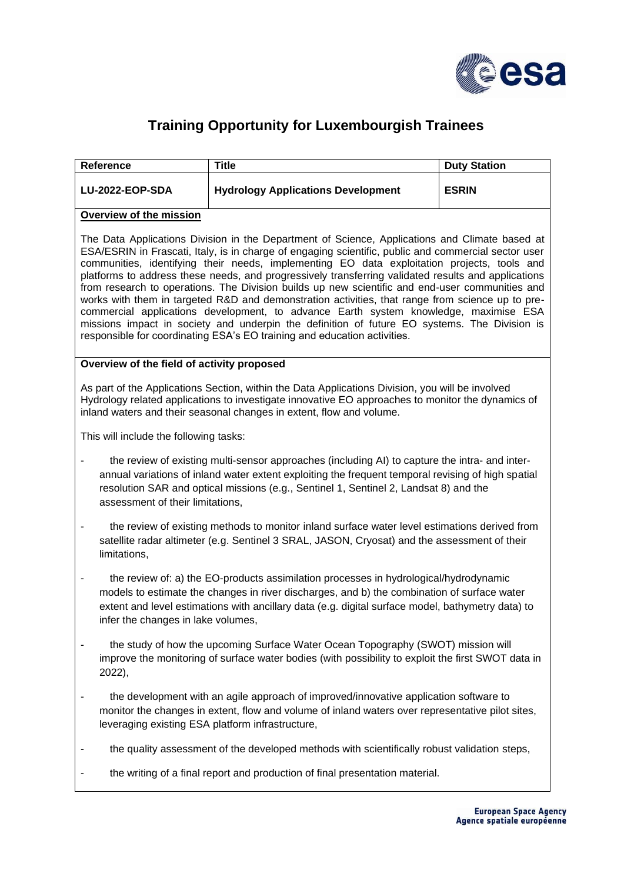# Training Opportunity for Luxembourgish Trainees

| Reference | Title | Duty Station |
|---|---|---|
| **LU-2022-EOP-SDA** | **Hydrology Applications Development** | **ESRIN** |

## Overview of the mission

The Data Applications Division in the Department of Science, Applications and Climate based at ESA/ESRIN in Frascati, Italy, is in charge of engaging scientific, public and commercial sector user communities, identifying their needs, implementing EO data exploitation projects, tools and platforms to address these needs, and progressively transferring validated results and applications from research to operations. The Division builds up new scientific and end-user communities and works with them in targeted R&D and demonstration activities, that range from science up to pre-commercial applications development, to advance Earth system knowledge, maximise ESA missions impact in society and underpin the definition of future EO systems. The Division is responsible for coordinating ESA's EO training and education activities.

## Overview of the field of activity proposed

As part of the Applications Section, within the Data Applications Division, you will be involved Hydrology related applications to investigate innovative EO approaches to monitor the dynamics of inland waters and their seasonal changes in extent, flow and volume.

This will include the following tasks:

- the review of existing multi-sensor approaches (including AI) to capture the intra- and inter-annual variations of inland water extent exploiting the frequent temporal revising of high spatial resolution SAR and optical missions (e.g., Sentinel 1, Sentinel 2, Landsat 8) and the assessment of their limitations,
- the review of existing methods to monitor inland surface water level estimations derived from satellite radar altimeter (e.g. Sentinel 3 SRAL, JASON, Cryosat) and the assessment of their limitations,
- the review of: a) the EO-products assimilation processes in hydrological/hydrodynamic models to estimate the changes in river discharges, and b) the combination of surface water extent and level estimations with ancillary data (e.g. digital surface model, bathymetry data) to infer the changes in lake volumes,
- the study of how the upcoming Surface Water Ocean Topography (SWOT) mission will improve the monitoring of surface water bodies (with possibility to exploit the first SWOT data in 2022),
- the development with an agile approach of improved/innovative application software to monitor the changes in extent, flow and volume of inland waters over representative pilot sites, leveraging existing ESA platform infrastructure,
- the quality assessment of the developed methods with scientifically robust validation steps,
- the writing of a final report and production of final presentation material.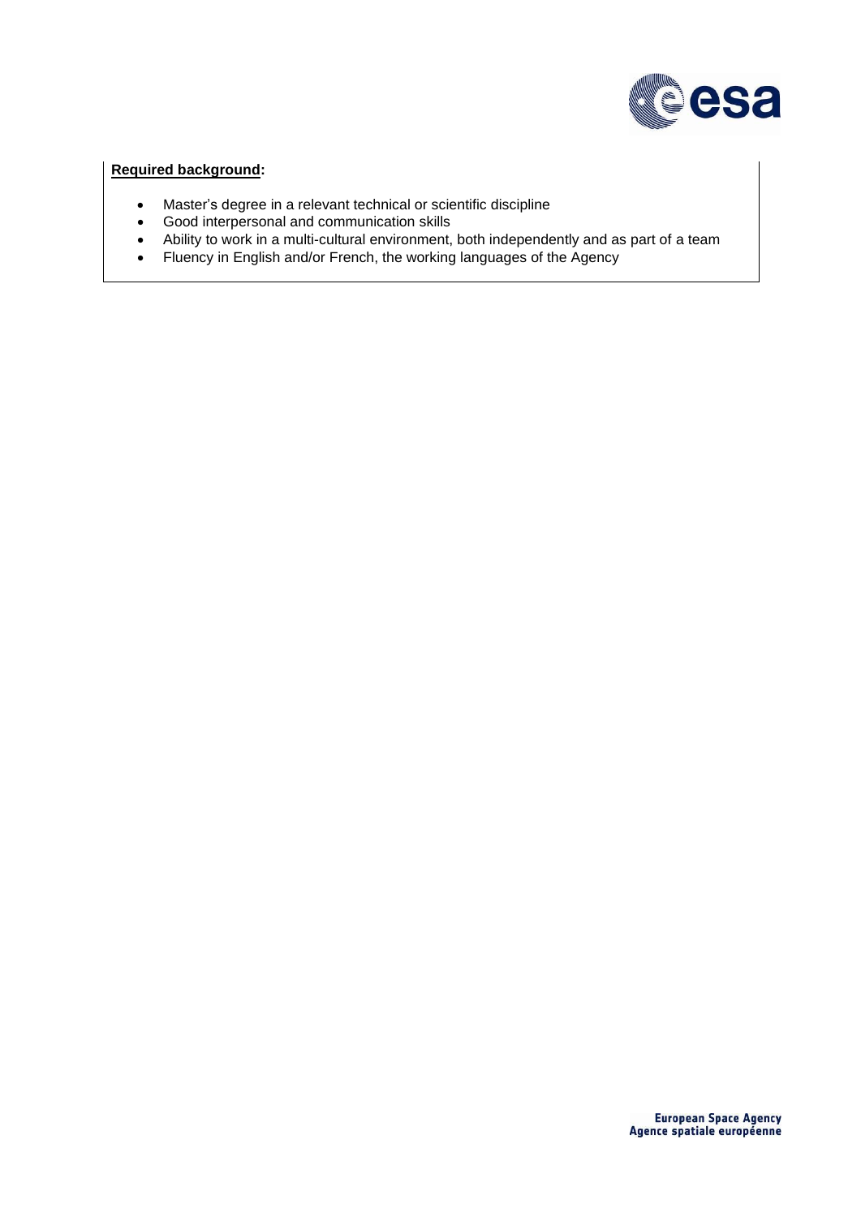**Required background:**

- Master's degree in a relevant technical or scientific discipline
- Good interpersonal and communication skills
- Ability to work in a multi-cultural environment, both independently and as part of a team
- Fluency in English and/or French, the working languages of the Agency